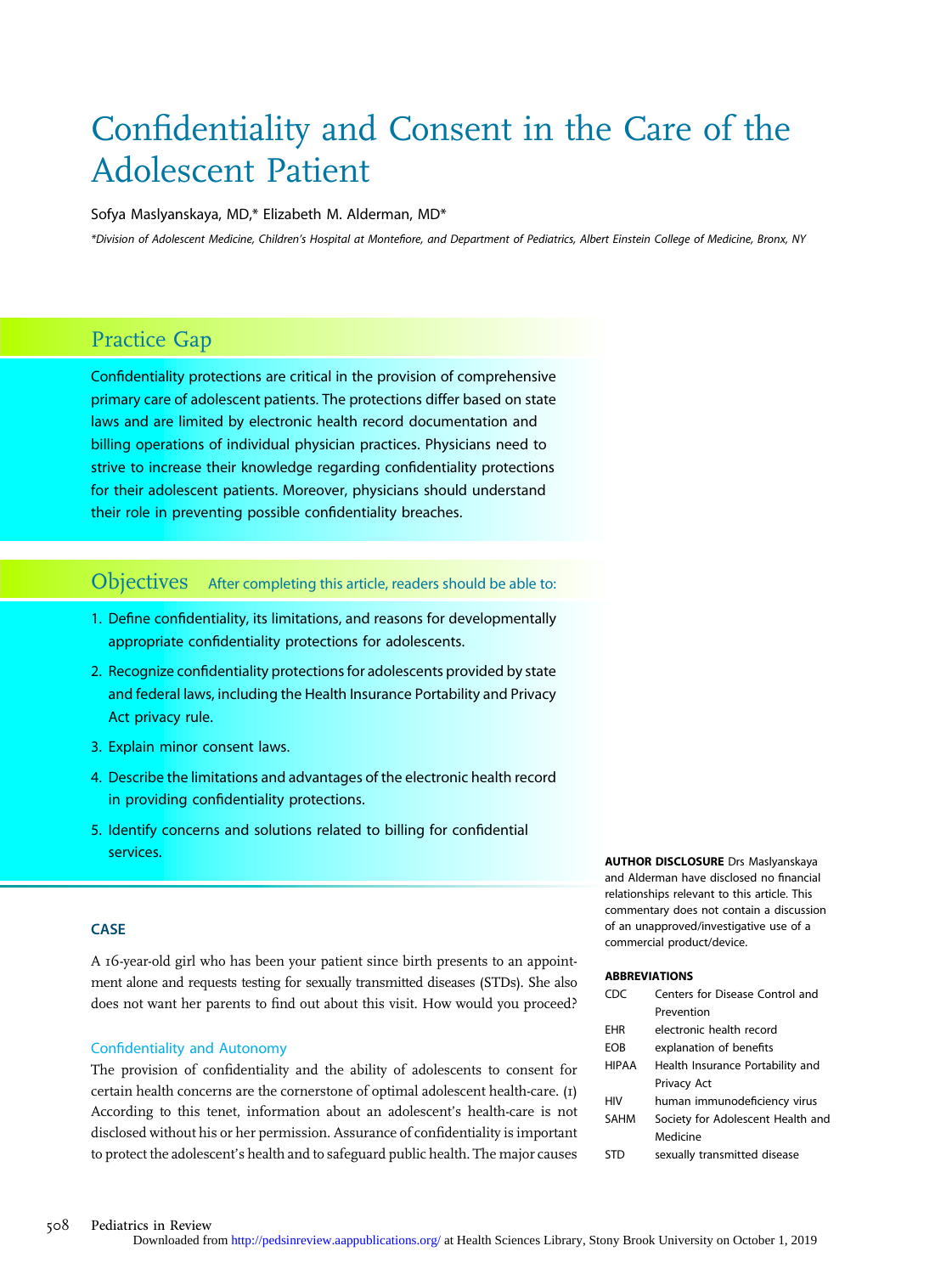# Confidentiality and Consent in the Care of the Adolescent Patient

Sofya Maslyanskaya, MD,* Elizabeth M. Alderman, MD*

*Division of Adolescent Medicine, Children's Hospital at Montefiore, and Department of Pediatrics, Albert Einstein College of Medicine, Bronx, NY

## Practice Gap

Confidentiality protections are critical in the provision of comprehensive primary care of adolescent patients. The protections differ based on state laws and are limited by electronic health record documentation and billing operations of individual physician practices. Physicians need to strive to increase their knowledge regarding confidentiality protections for their adolescent patients. Moreover, physicians should understand their role in preventing possible confidentiality breaches.

## Objectives

After completing this article, readers should be able to:

1. Define confidentiality, its limitations, and reasons for developmentally appropriate confidentiality protections for adolescents.
2. Recognize confidentiality protections for adolescents provided by state and federal laws, including the Health Insurance Portability and Privacy Act privacy rule.
3. Explain minor consent laws.
4. Describe the limitations and advantages of the electronic health record in providing confidentiality protections.
5. Identify concerns and solutions related to billing for confidential services.

**AUTHOR DISCLOSURE** Drs Maslyanskaya and Alderman have disclosed no financial relationships relevant to this article. This commentary does not contain a discussion of an unapproved/investigative use of a commercial product/device.

**ABBREVIATIONS**

| | |
|---|---|
| CDC | Centers for Disease Control and Prevention |
| EHR | electronic health record |
| EOB | explanation of benefits |
| HIPAA | Health Insurance Portability and Privacy Act |
| HIV | human immunodeficiency virus |
| SAHM | Society for Adolescent Health and Medicine |
| STD | sexually transmitted disease |

### CASE

A 16-year-old girl who has been your patient since birth presents to an appointment alone and requests testing for sexually transmitted diseases (STDs). She also does not want her parents to find out about this visit. How would you proceed?

### Confidentiality and Autonomy

The provision of confidentiality and the ability of adolescents to consent for certain health concerns are the cornerstone of optimal adolescent health-care. (1) According to this tenet, information about an adolescent's health-care is not disclosed without his or her permission. Assurance of confidentiality is important to protect the adolescent's health and to safeguard public health. The major causes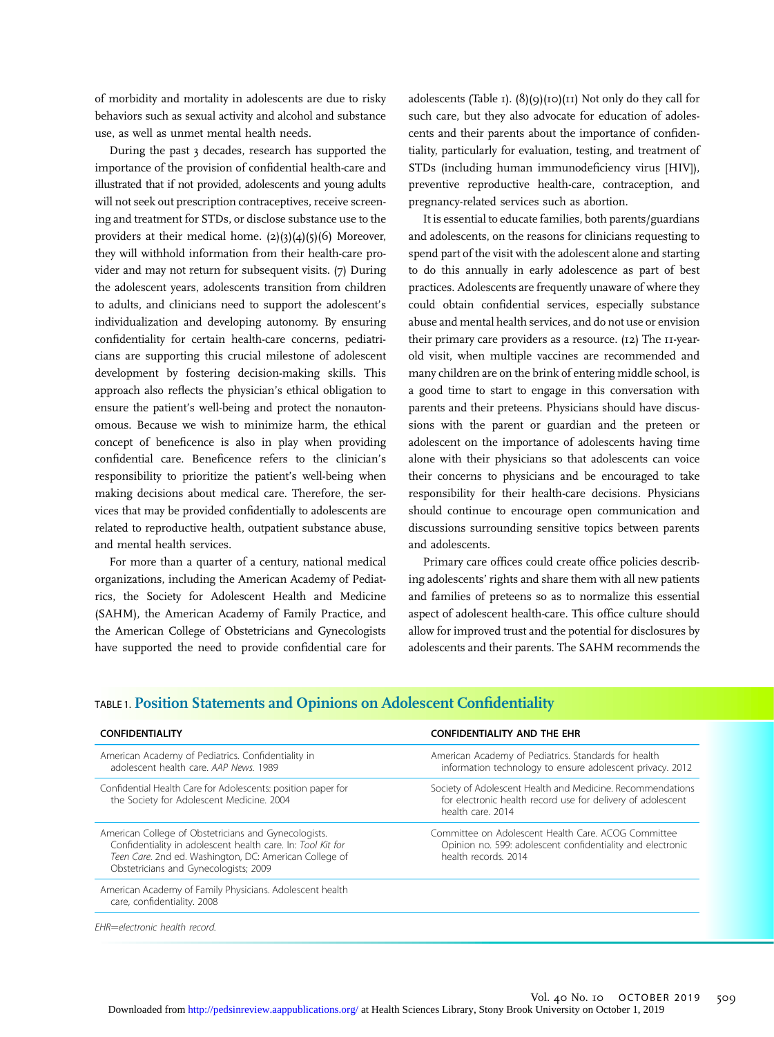of morbidity and mortality in adolescents are due to risky behaviors such as sexual activity and alcohol and substance use, as well as unmet mental health needs.

During the past 3 decades, research has supported the importance of the provision of confidential health-care and illustrated that if not provided, adolescents and young adults will not seek out prescription contraceptives, receive screening and treatment for STDs, or disclose substance use to the providers at their medical home. (2)(3)(4)(5)(6) Moreover, they will withhold information from their health-care provider and may not return for subsequent visits. (7) During the adolescent years, adolescents transition from children to adults, and clinicians need to support the adolescent's individualization and developing autonomy. By ensuring confidentiality for certain health-care concerns, pediatricians are supporting this crucial milestone of adolescent development by fostering decision-making skills. This approach also reflects the physician's ethical obligation to ensure the patient's well-being and protect the nonautonomous. Because we wish to minimize harm, the ethical concept of beneficence is also in play when providing confidential care. Beneficence refers to the clinician's responsibility to prioritize the patient's well-being when making decisions about medical care. Therefore, the services that may be provided confidentially to adolescents are related to reproductive health, outpatient substance abuse, and mental health services.

For more than a quarter of a century, national medical organizations, including the American Academy of Pediatrics, the Society for Adolescent Health and Medicine (SAHM), the American Academy of Family Practice, and the American College of Obstetricians and Gynecologists have supported the need to provide confidential care for adolescents (Table 1). (8)(9)(10)(11) Not only do they call for such care, but they also advocate for education of adolescents and their parents about the importance of confidentiality, particularly for evaluation, testing, and treatment of STDs (including human immunodeficiency virus [HIV]), preventive reproductive health-care, contraception, and pregnancy-related services such as abortion.

It is essential to educate families, both parents/guardians and adolescents, on the reasons for clinicians requesting to spend part of the visit with the adolescent alone and starting to do this annually in early adolescence as part of best practices. Adolescents are frequently unaware of where they could obtain confidential services, especially substance abuse and mental health services, and do not use or envision their primary care providers as a resource. (12) The 11-year-old visit, when multiple vaccines are recommended and many children are on the brink of entering middle school, is a good time to start to engage in this conversation with parents and their preteens. Physicians should have discussions with the parent or guardian and the preteen or adolescent on the importance of adolescents having time alone with their physicians so that adolescents can voice their concerns to physicians and be encouraged to take responsibility for their health-care decisions. Physicians should continue to encourage open communication and discussions surrounding sensitive topics between parents and adolescents.

Primary care offices could create office policies describing adolescents' rights and share them with all new patients and families of preteens so as to normalize this essential aspect of adolescent health-care. This office culture should allow for improved trust and the potential for disclosures by adolescents and their parents. The SAHM recommends the

TABLE 1. **Position Statements and Opinions on Adolescent Confidentiality**

| CONFIDENTIALITY | CONFIDENTIALITY AND THE EHR |
|---|---|
| American Academy of Pediatrics. Confidentiality in adolescent health care. *AAP News*. 1989 | American Academy of Pediatrics. Standards for health information technology to ensure adolescent privacy. 2012 |
| Confidential Health Care for Adolescents: position paper for the Society for Adolescent Medicine. 2004 | Society of Adolescent Health and Medicine. Recommendations for electronic health record use for delivery of adolescent health care. 2014 |
| American College of Obstetricians and Gynecologists. Confidentiality in adolescent health care. In: *Tool Kit for Teen Care*. 2nd ed. Washington, DC: American College of Obstetricians and Gynecologists; 2009 | Committee on Adolescent Health Care. ACOG Committee Opinion no. 599: adolescent confidentiality and electronic health records. 2014 |
| American Academy of Family Physicians. Adolescent health care, confidentiality. 2008 | |

*EHR=electronic health record.*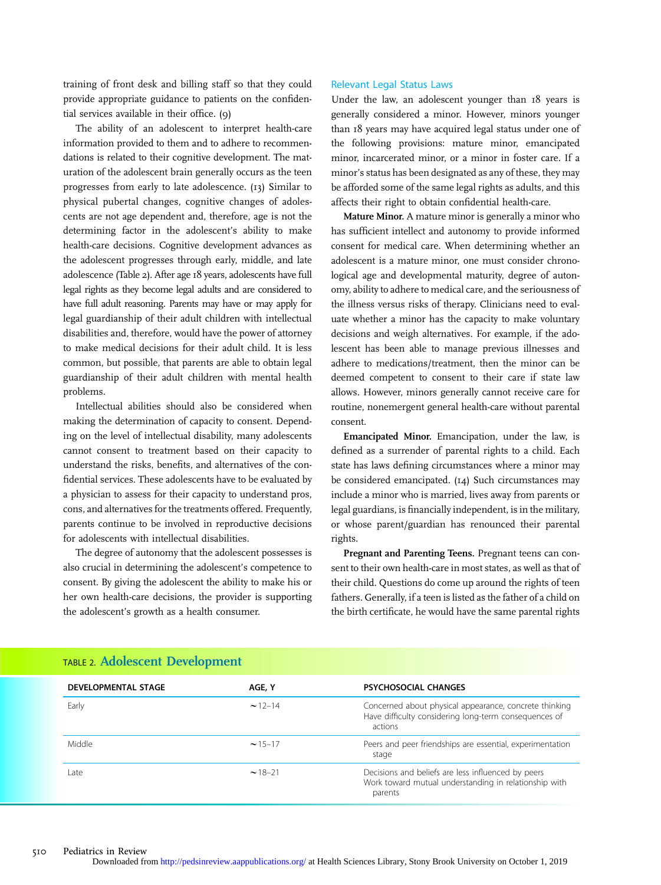training of front desk and billing staff so that they could provide appropriate guidance to patients on the confidential services available in their office. (9)

The ability of an adolescent to interpret health-care information provided to them and to adhere to recommendations is related to their cognitive development. The maturation of the adolescent brain generally occurs as the teen progresses from early to late adolescence. (13) Similar to physical pubertal changes, cognitive changes of adolescents are not age dependent and, therefore, age is not the determining factor in the adolescent's ability to make health-care decisions. Cognitive development advances as the adolescent progresses through early, middle, and late adolescence (Table 2). After age 18 years, adolescents have full legal rights as they become legal adults and are considered to have full adult reasoning. Parents may have or may apply for legal guardianship of their adult children with intellectual disabilities and, therefore, would have the power of attorney to make medical decisions for their adult child. It is less common, but possible, that parents are able to obtain legal guardianship of their adult children with mental health problems.

Intellectual abilities should also be considered when making the determination of capacity to consent. Depending on the level of intellectual disability, many adolescents cannot consent to treatment based on their capacity to understand the risks, benefits, and alternatives of the confidential services. These adolescents have to be evaluated by a physician to assess for their capacity to understand pros, cons, and alternatives for the treatments offered. Frequently, parents continue to be involved in reproductive decisions for adolescents with intellectual disabilities.

The degree of autonomy that the adolescent possesses is also crucial in determining the adolescent's competence to consent. By giving the adolescent the ability to make his or her own health-care decisions, the provider is supporting the adolescent's growth as a health consumer.

### Relevant Legal Status Laws

Under the law, an adolescent younger than 18 years is generally considered a minor. However, minors younger than 18 years may have acquired legal status under one of the following provisions: mature minor, emancipated minor, incarcerated minor, or a minor in foster care. If a minor's status has been designated as any of these, they may be afforded some of the same legal rights as adults, and this affects their right to obtain confidential health-care.

**Mature Minor.** A mature minor is generally a minor who has sufficient intellect and autonomy to provide informed consent for medical care. When determining whether an adolescent is a mature minor, one must consider chronological age and developmental maturity, degree of autonomy, ability to adhere to medical care, and the seriousness of the illness versus risks of therapy. Clinicians need to evaluate whether a minor has the capacity to make voluntary decisions and weigh alternatives. For example, if the adolescent has been able to manage previous illnesses and adhere to medications/treatment, then the minor can be deemed competent to consent to their care if state law allows. However, minors generally cannot receive care for routine, nonemergent general health-care without parental consent.

**Emancipated Minor.** Emancipation, under the law, is defined as a surrender of parental rights to a child. Each state has laws defining circumstances where a minor may be considered emancipated. (14) Such circumstances may include a minor who is married, lives away from parents or legal guardians, is financially independent, is in the military, or whose parent/guardian has renounced their parental rights.

**Pregnant and Parenting Teens.** Pregnant teens can consent to their own health-care in most states, as well as that of their child. Questions do come up around the rights of teen fathers. Generally, if a teen is listed as the father of a child on the birth certificate, he would have the same parental rights

TABLE 2. **Adolescent Development**

| DEVELOPMENTAL STAGE | AGE, Y | PSYCHOSOCIAL CHANGES |
|---|---|---|
| Early | ~12–14 | Concerned about physical appearance, concrete thinking<br>Have difficulty considering long-term consequences of actions |
| Middle | ~15–17 | Peers and peer friendships are essential, experimentation stage |
| Late | ~18–21 | Decisions and beliefs are less influenced by peers<br>Work toward mutual understanding in relationship with parents |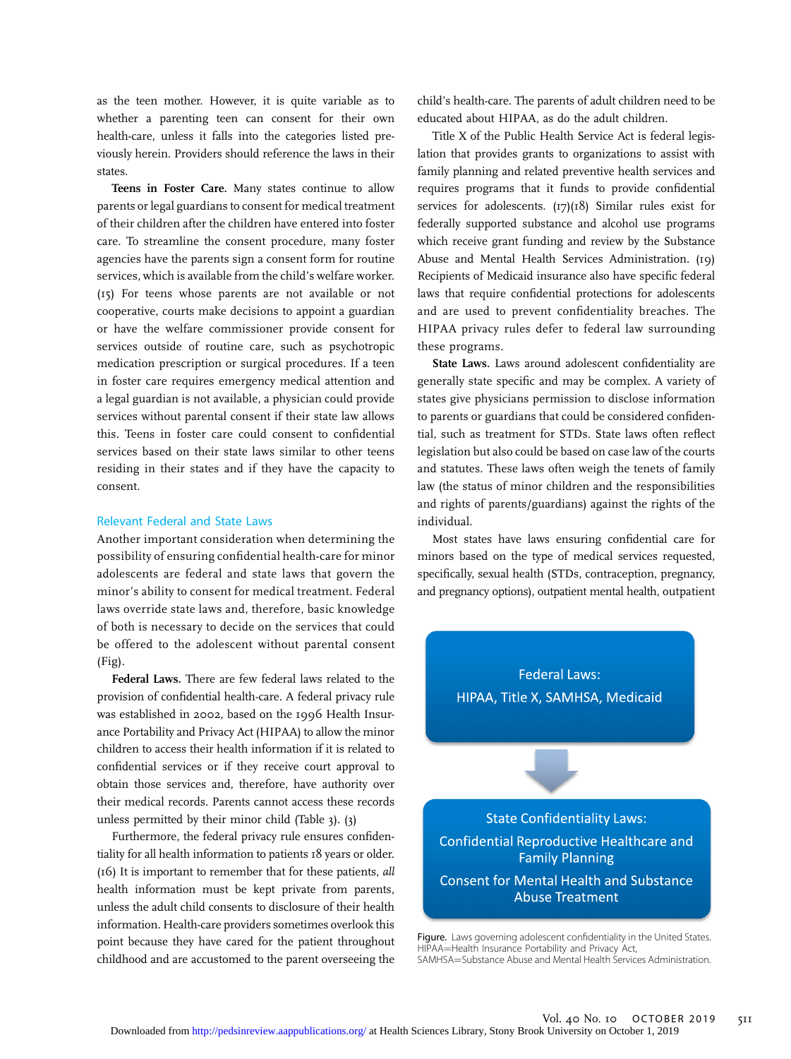as the teen mother. However, it is quite variable as to whether a parenting teen can consent for their own health-care, unless it falls into the categories listed previously herein. Providers should reference the laws in their states.

**Teens in Foster Care.** Many states continue to allow parents or legal guardians to consent for medical treatment of their children after the children have entered into foster care. To streamline the consent procedure, many foster agencies have the parents sign a consent form for routine services, which is available from the child's welfare worker. (15) For teens whose parents are not available or not cooperative, courts make decisions to appoint a guardian or have the welfare commissioner provide consent for services outside of routine care, such as psychotropic medication prescription or surgical procedures. If a teen in foster care requires emergency medical attention and a legal guardian is not available, a physician could provide services without parental consent if their state law allows this. Teens in foster care could consent to confidential services based on their state laws similar to other teens residing in their states and if they have the capacity to consent.

## Relevant Federal and State Laws

Another important consideration when determining the possibility of ensuring confidential health-care for minor adolescents are federal and state laws that govern the minor's ability to consent for medical treatment. Federal laws override state laws and, therefore, basic knowledge of both is necessary to decide on the services that could be offered to the adolescent without parental consent (Fig).

**Federal Laws.** There are few federal laws related to the provision of confidential health-care. A federal privacy rule was established in 2002, based on the 1996 Health Insurance Portability and Privacy Act (HIPAA) to allow the minor children to access their health information if it is related to confidential services or if they receive court approval to obtain those services and, therefore, have authority over their medical records. Parents cannot access these records unless permitted by their minor child (Table 3). (3)

Furthermore, the federal privacy rule ensures confidentiality for all health information to patients 18 years or older. (16) It is important to remember that for these patients, *all* health information must be kept private from parents, unless the adult child consents to disclosure of their health information. Health-care providers sometimes overlook this point because they have cared for the patient throughout childhood and are accustomed to the parent overseeing the child's health-care. The parents of adult children need to be educated about HIPAA, as do the adult children.

Title X of the Public Health Service Act is federal legislation that provides grants to organizations to assist with family planning and related preventive health services and requires programs that it funds to provide confidential services for adolescents. (17)(18) Similar rules exist for federally supported substance and alcohol use programs which receive grant funding and review by the Substance Abuse and Mental Health Services Administration. (19) Recipients of Medicaid insurance also have specific federal laws that require confidential protections for adolescents and are used to prevent confidentiality breaches. The HIPAA privacy rules defer to federal law surrounding these programs.

**State Laws.** Laws around adolescent confidentiality are generally state specific and may be complex. A variety of states give physicians permission to disclose information to parents or guardians that could be considered confidential, such as treatment for STDs. State laws often reflect legislation but also could be based on case law of the courts and statutes. These laws often weigh the tenets of family law (the status of minor children and the responsibilities and rights of parents/guardians) against the rights of the individual.

Most states have laws ensuring confidential care for minors based on the type of medical services requested, specifically, sexual health (STDs, contraception, pregnancy, and pregnancy options), outpatient mental health, outpatient

Federal Laws:
HIPAA, Title X, SAMHSA, Medicaid

↓

State Confidentiality Laws:
Confidential Reproductive Healthcare and Family Planning
Consent for Mental Health and Substance Abuse Treatment

**Figure.** Laws governing adolescent confidentiality in the United States. HIPAA=Health Insurance Portability and Privacy Act, SAMHSA=Substance Abuse and Mental Health Services Administration.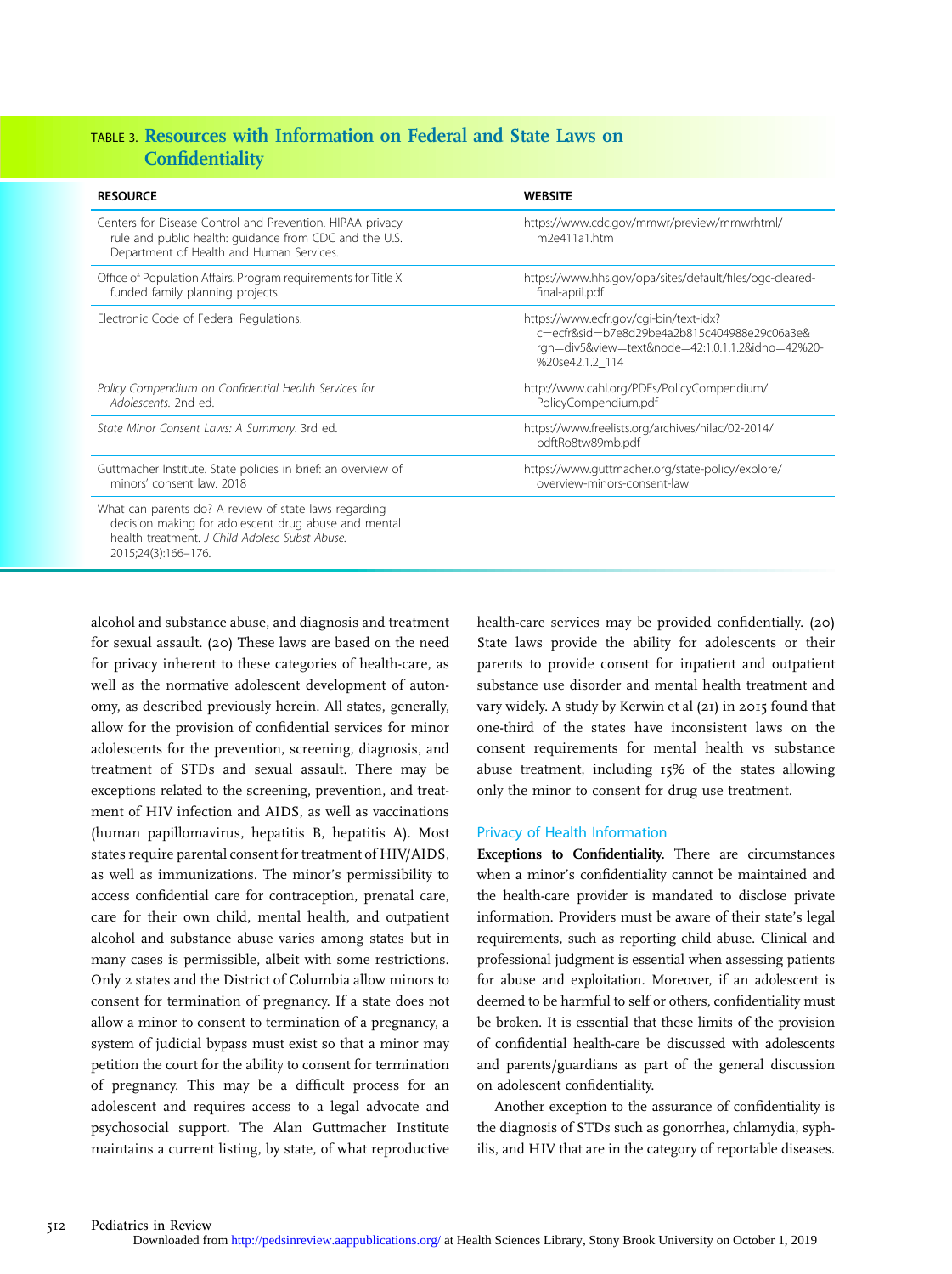TABLE 3. **Resources with Information on Federal and State Laws on Confidentiality**

| RESOURCE | WEBSITE |
|---|---|
| Centers for Disease Control and Prevention. HIPAA privacy rule and public health: guidance from CDC and the U.S. Department of Health and Human Services. | https://www.cdc.gov/mmwr/preview/mmwrhtml/m2e411a1.htm |
| Office of Population Affairs. Program requirements for Title X funded family planning projects. | https://www.hhs.gov/opa/sites/default/files/ogc-cleared-final-april.pdf |
| Electronic Code of Federal Regulations. | https://www.ecfr.gov/cgi-bin/text-idx?c=ecfr&sid=b7e8d29be4a2b815c404988e29c06a3e&rgn=div5&view=text&node=42:1.0.1.1.2&idno=42%20-%20se42.1.2_114 |
| *Policy Compendium on Confidential Health Services for Adolescents.* 2nd ed. | http://www.cahl.org/PDFs/PolicyCompendium/PolicyCompendium.pdf |
| *State Minor Consent Laws: A Summary.* 3rd ed. | https://www.freelists.org/archives/hilac/02-2014/pdftRo8tw89mb.pdf |
| Guttmacher Institute. State policies in brief: an overview of minors' consent law. 2018 | https://www.guttmacher.org/state-policy/explore/overview-minors-consent-law |
| What can parents do? A review of state laws regarding decision making for adolescent drug abuse and mental health treatment. *J Child Adolesc Subst Abuse.* 2015;24(3):166–176. | |

alcohol and substance abuse, and diagnosis and treatment for sexual assault. (20) These laws are based on the need for privacy inherent to these categories of health-care, as well as the normative adolescent development of autonomy, as described previously herein. All states, generally, allow for the provision of confidential services for minor adolescents for the prevention, screening, diagnosis, and treatment of STDs and sexual assault. There may be exceptions related to the screening, prevention, and treatment of HIV infection and AIDS, as well as vaccinations (human papillomavirus, hepatitis B, hepatitis A). Most states require parental consent for treatment of HIV/AIDS, as well as immunizations. The minor's permissibility to access confidential care for contraception, prenatal care, care for their own child, mental health, and outpatient alcohol and substance abuse varies among states but in many cases is permissible, albeit with some restrictions. Only 2 states and the District of Columbia allow minors to consent for termination of pregnancy. If a state does not allow a minor to consent to termination of a pregnancy, a system of judicial bypass must exist so that a minor may petition the court for the ability to consent for termination of pregnancy. This may be a difficult process for an adolescent and requires access to a legal advocate and psychosocial support. The Alan Guttmacher Institute maintains a current listing, by state, of what reproductive health-care services may be provided confidentially. (20) State laws provide the ability for adolescents or their parents to provide consent for inpatient and outpatient substance use disorder and mental health treatment and vary widely. A study by Kerwin et al (21) in 2015 found that one-third of the states have inconsistent laws on the consent requirements for mental health vs substance abuse treatment, including 15% of the states allowing only the minor to consent for drug use treatment.

### Privacy of Health Information

**Exceptions to Confidentiality.** There are circumstances when a minor's confidentiality cannot be maintained and the health-care provider is mandated to disclose private information. Providers must be aware of their state's legal requirements, such as reporting child abuse. Clinical and professional judgment is essential when assessing patients for abuse and exploitation. Moreover, if an adolescent is deemed to be harmful to self or others, confidentiality must be broken. It is essential that these limits of the provision of confidential health-care be discussed with adolescents and parents/guardians as part of the general discussion on adolescent confidentiality.

Another exception to the assurance of confidentiality is the diagnosis of STDs such as gonorrhea, chlamydia, syphilis, and HIV that are in the category of reportable diseases.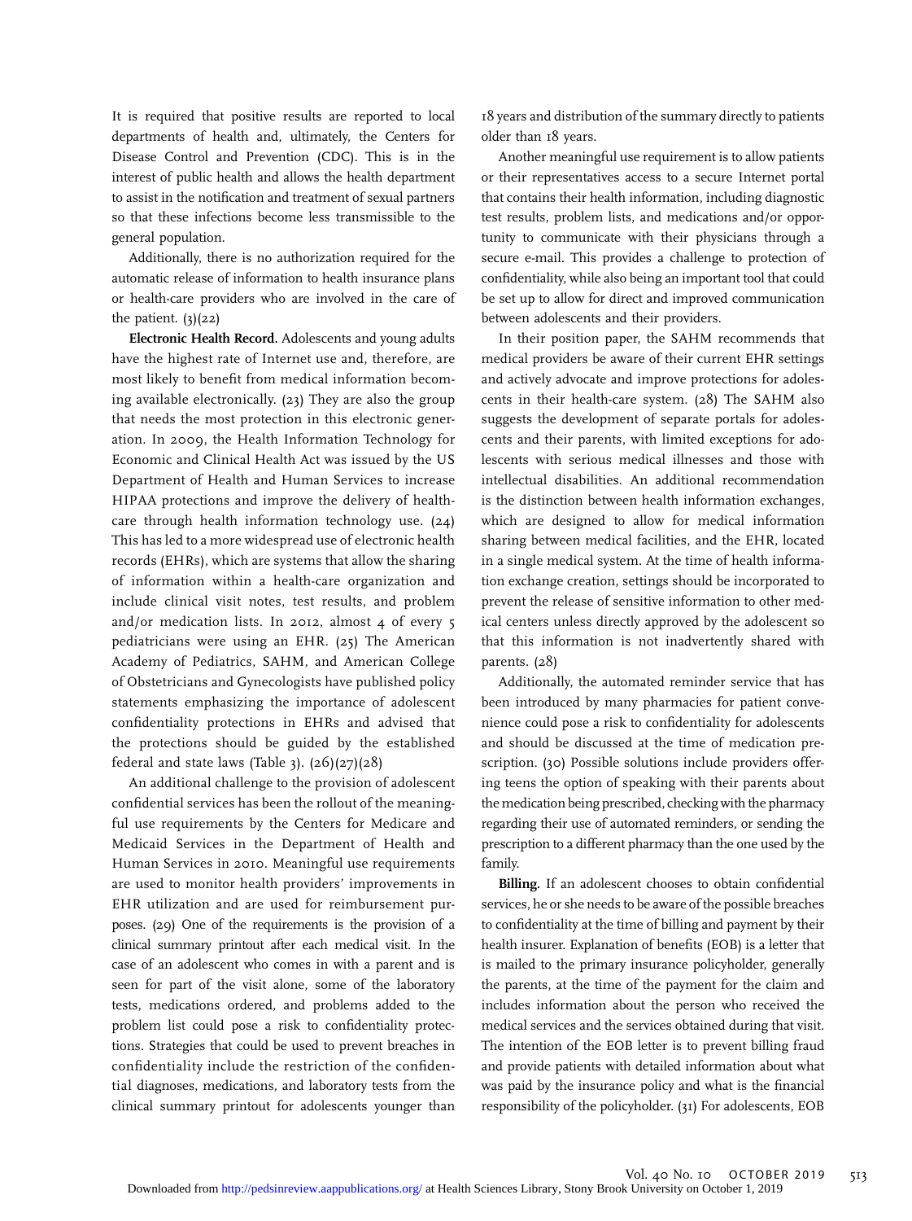It is required that positive results are reported to local departments of health and, ultimately, the Centers for Disease Control and Prevention (CDC). This is in the interest of public health and allows the health department to assist in the notification and treatment of sexual partners so that these infections become less transmissible to the general population.

Additionally, there is no authorization required for the automatic release of information to health insurance plans or health-care providers who are involved in the care of the patient. (3)(22)

**Electronic Health Record.** Adolescents and young adults have the highest rate of Internet use and, therefore, are most likely to benefit from medical information becoming available electronically. (23) They are also the group that needs the most protection in this electronic generation. In 2009, the Health Information Technology for Economic and Clinical Health Act was issued by the US Department of Health and Human Services to increase HIPAA protections and improve the delivery of health-care through health information technology use. (24) This has led to a more widespread use of electronic health records (EHRs), which are systems that allow the sharing of information within a health-care organization and include clinical visit notes, test results, and problem and/or medication lists. In 2012, almost 4 of every 5 pediatricians were using an EHR. (25) The American Academy of Pediatrics, SAHM, and American College of Obstetricians and Gynecologists have published policy statements emphasizing the importance of adolescent confidentiality protections in EHRs and advised that the protections should be guided by the established federal and state laws (Table 3). (26)(27)(28)

An additional challenge to the provision of adolescent confidential services has been the rollout of the meaningful use requirements by the Centers for Medicare and Medicaid Services in the Department of Health and Human Services in 2010. Meaningful use requirements are used to monitor health providers' improvements in EHR utilization and are used for reimbursement purposes. (29) One of the requirements is the provision of a clinical summary printout after each medical visit. In the case of an adolescent who comes in with a parent and is seen for part of the visit alone, some of the laboratory tests, medications ordered, and problems added to the problem list could pose a risk to confidentiality protections. Strategies that could be used to prevent breaches in confidentiality include the restriction of the confidential diagnoses, medications, and laboratory tests from the clinical summary printout for adolescents younger than 18 years and distribution of the summary directly to patients older than 18 years.

Another meaningful use requirement is to allow patients or their representatives access to a secure Internet portal that contains their health information, including diagnostic test results, problem lists, and medications and/or opportunity to communicate with their physicians through a secure e-mail. This provides a challenge to protection of confidentiality, while also being an important tool that could be set up to allow for direct and improved communication between adolescents and their providers.

In their position paper, the SAHM recommends that medical providers be aware of their current EHR settings and actively advocate and improve protections for adolescents in their health-care system. (28) The SAHM also suggests the development of separate portals for adolescents and their parents, with limited exceptions for adolescents with serious medical illnesses and those with intellectual disabilities. An additional recommendation is the distinction between health information exchanges, which are designed to allow for medical information sharing between medical facilities, and the EHR, located in a single medical system. At the time of health information exchange creation, settings should be incorporated to prevent the release of sensitive information to other medical centers unless directly approved by the adolescent so that this information is not inadvertently shared with parents. (28)

Additionally, the automated reminder service that has been introduced by many pharmacies for patient convenience could pose a risk to confidentiality for adolescents and should be discussed at the time of medication prescription. (30) Possible solutions include providers offering teens the option of speaking with their parents about the medication being prescribed, checking with the pharmacy regarding their use of automated reminders, or sending the prescription to a different pharmacy than the one used by the family.

**Billing.** If an adolescent chooses to obtain confidential services, he or she needs to be aware of the possible breaches to confidentiality at the time of billing and payment by their health insurer. Explanation of benefits (EOB) is a letter that is mailed to the primary insurance policyholder, generally the parents, at the time of the payment for the claim and includes information about the person who received the medical services and the services obtained during that visit. The intention of the EOB letter is to prevent billing fraud and provide patients with detailed information about what was paid by the insurance policy and what is the financial responsibility of the policyholder. (31) For adolescents, EOB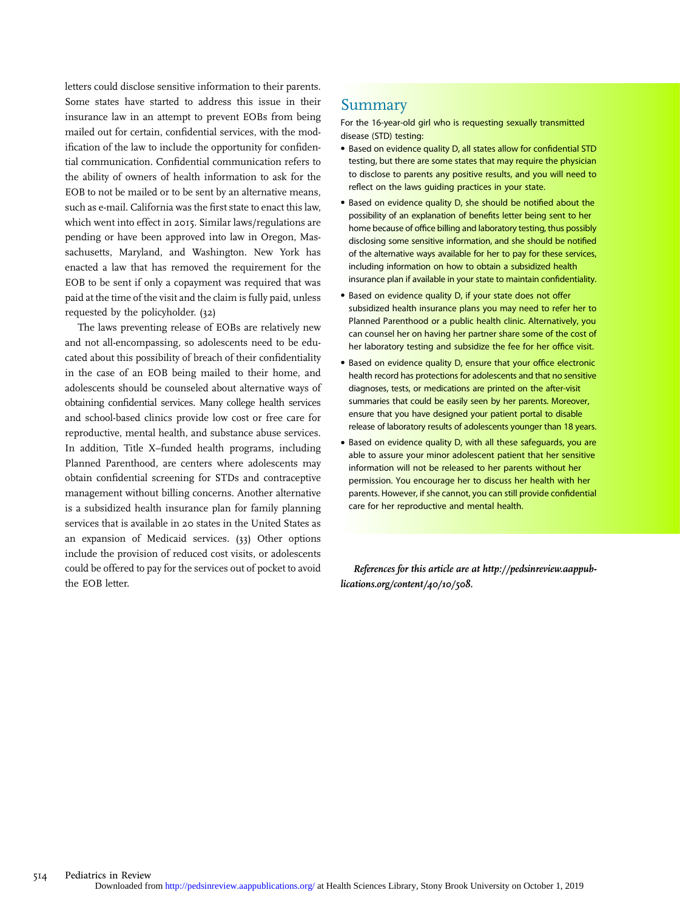letters could disclose sensitive information to their parents. Some states have started to address this issue in their insurance law in an attempt to prevent EOBs from being mailed out for certain, confidential services, with the modification of the law to include the opportunity for confidential communication. Confidential communication refers to the ability of owners of health information to ask for the EOB to not be mailed or to be sent by an alternative means, such as e-mail. California was the first state to enact this law, which went into effect in 2015. Similar laws/regulations are pending or have been approved into law in Oregon, Massachusetts, Maryland, and Washington. New York has enacted a law that has removed the requirement for the EOB to be sent if only a copayment was required that was paid at the time of the visit and the claim is fully paid, unless requested by the policyholder. (32)

The laws preventing release of EOBs are relatively new and not all-encompassing, so adolescents need to be educated about this possibility of breach of their confidentiality in the case of an EOB being mailed to their home, and adolescents should be counseled about alternative ways of obtaining confidential services. Many college health services and school-based clinics provide low cost or free care for reproductive, mental health, and substance abuse services. In addition, Title X–funded health programs, including Planned Parenthood, are centers where adolescents may obtain confidential screening for STDs and contraceptive management without billing concerns. Another alternative is a subsidized health insurance plan for family planning services that is available in 20 states in the United States as an expansion of Medicaid services. (33) Other options include the provision of reduced cost visits, or adolescents could be offered to pay for the services out of pocket to avoid the EOB letter.

## Summary

For the 16-year-old girl who is requesting sexually transmitted disease (STD) testing:

- Based on evidence quality D, all states allow for confidential STD testing, but there are some states that may require the physician to disclose to parents any positive results, and you will need to reflect on the laws guiding practices in your state.
- Based on evidence quality D, she should be notified about the possibility of an explanation of benefits letter being sent to her home because of office billing and laboratory testing, thus possibly disclosing some sensitive information, and she should be notified of the alternative ways available for her to pay for these services, including information on how to obtain a subsidized health insurance plan if available in your state to maintain confidentiality.
- Based on evidence quality D, if your state does not offer subsidized health insurance plans you may need to refer her to Planned Parenthood or a public health clinic. Alternatively, you can counsel her on having her partner share some of the cost of her laboratory testing and subsidize the fee for her office visit.
- Based on evidence quality D, ensure that your office electronic health record has protections for adolescents and that no sensitive diagnoses, tests, or medications are printed on the after-visit summaries that could be easily seen by her parents. Moreover, ensure that you have designed your patient portal to disable release of laboratory results of adolescents younger than 18 years.
- Based on evidence quality D, with all these safeguards, you are able to assure your minor adolescent patient that her sensitive information will not be released to her parents without her permission. You encourage her to discuss her health with her parents. However, if she cannot, you can still provide confidential care for her reproductive and mental health.

*References for this article are at http://pedsinreview.aappublications.org/content/40/10/508.*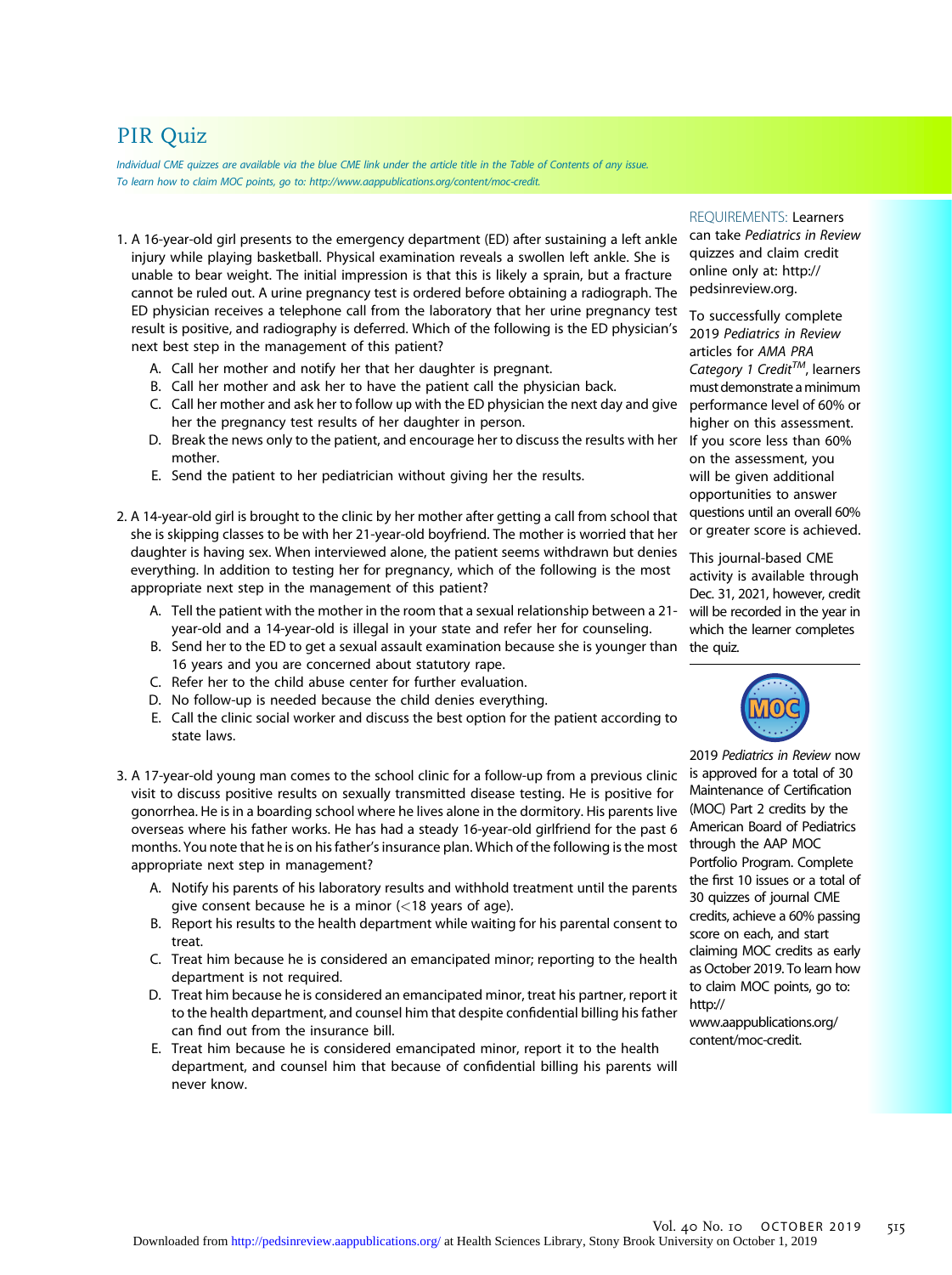# PIR Quiz

*Individual CME quizzes are available via the blue CME link under the article title in the Table of Contents of any issue. To learn how to claim MOC points, go to: http://www.aappublications.org/content/moc-credit.*

1. A 16-year-old girl presents to the emergency department (ED) after sustaining a left ankle injury while playing basketball. Physical examination reveals a swollen left ankle. She is unable to bear weight. The initial impression is that this is likely a sprain, but a fracture cannot be ruled out. A urine pregnancy test is ordered before obtaining a radiograph. The ED physician receives a telephone call from the laboratory that her urine pregnancy test result is positive, and radiography is deferred. Which of the following is the ED physician's next best step in the management of this patient?
   - A. Call her mother and notify her that her daughter is pregnant.
   - B. Call her mother and ask her to have the patient call the physician back.
   - C. Call her mother and ask her to follow up with the ED physician the next day and give her the pregnancy test results of her daughter in person.
   - D. Break the news only to the patient, and encourage her to discuss the results with her mother.
   - E. Send the patient to her pediatrician without giving her the results.

2. A 14-year-old girl is brought to the clinic by her mother after getting a call from school that she is skipping classes to be with her 21-year-old boyfriend. The mother is worried that her daughter is having sex. When interviewed alone, the patient seems withdrawn but denies everything. In addition to testing her for pregnancy, which of the following is the most appropriate next step in the management of this patient?
   - A. Tell the patient with the mother in the room that a sexual relationship between a 21-year-old and a 14-year-old is illegal in your state and refer her for counseling.
   - B. Send her to the ED to get a sexual assault examination because she is younger than 16 years and you are concerned about statutory rape.
   - C. Refer her to the child abuse center for further evaluation.
   - D. No follow-up is needed because the child denies everything.
   - E. Call the clinic social worker and discuss the best option for the patient according to state laws.

3. A 17-year-old young man comes to the school clinic for a follow-up from a previous clinic visit to discuss positive results on sexually transmitted disease testing. He is positive for gonorrhea. He is in a boarding school where he lives alone in the dormitory. His parents live overseas where his father works. He has had a steady 16-year-old girlfriend for the past 6 months. You note that he is on his father's insurance plan. Which of the following is the most appropriate next step in management?
   - A. Notify his parents of his laboratory results and withhold treatment until the parents give consent because he is a minor (<18 years of age).
   - B. Report his results to the health department while waiting for his parental consent to treat.
   - C. Treat him because he is considered an emancipated minor; reporting to the health department is not required.
   - D. Treat him because he is considered an emancipated minor, treat his partner, report it to the health department, and counsel him that despite confidential billing his father can find out from the insurance bill.
   - E. Treat him because he is considered emancipated minor, report it to the health department, and counsel him that because of confidential billing his parents will never know.

REQUIREMENTS: Learners can take *Pediatrics in Review* quizzes and claim credit online only at: http://pedsinreview.org.

To successfully complete 2019 *Pediatrics in Review* articles for *AMA PRA Category 1 Credit™*, learners must demonstrate a minimum performance level of 60% or higher on this assessment. If you score less than 60% on the assessment, you will be given additional opportunities to answer questions until an overall 60% or greater score is achieved.

This journal-based CME activity is available through Dec. 31, 2021, however, credit will be recorded in the year in which the learner completes the quiz.

MOC

2019 *Pediatrics in Review* now is approved for a total of 30 Maintenance of Certification (MOC) Part 2 credits by the American Board of Pediatrics through the AAP MOC Portfolio Program. Complete the first 10 issues or a total of 30 quizzes of journal CME credits, achieve a 60% passing score on each, and start claiming MOC credits as early as October 2019. To learn how to claim MOC points, go to: http://www.aappublications.org/content/moc-credit.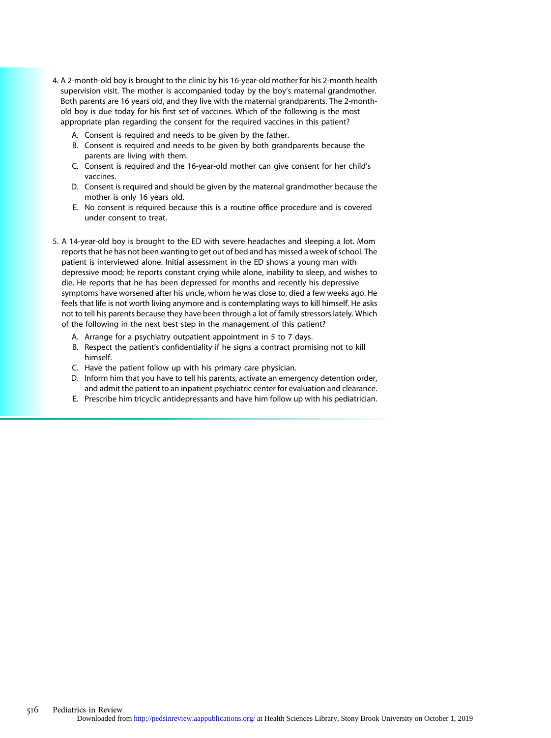4. A 2-month-old boy is brought to the clinic by his 16-year-old mother for his 2-month health supervision visit. The mother is accompanied today by the boy's maternal grandmother. Both parents are 16 years old, and they live with the maternal grandparents. The 2-month-old boy is due today for his first set of vaccines. Which of the following is the most appropriate plan regarding the consent for the required vaccines in this patient?

   A. Consent is required and needs to be given by the father.
   B. Consent is required and needs to be given by both grandparents because the parents are living with them.
   C. Consent is required and the 16-year-old mother can give consent for her child's vaccines.
   D. Consent is required and should be given by the maternal grandmother because the mother is only 16 years old.
   E. No consent is required because this is a routine office procedure and is covered under consent to treat.

5. A 14-year-old boy is brought to the ED with severe headaches and sleeping a lot. Mom reports that he has not been wanting to get out of bed and has missed a week of school. The patient is interviewed alone. Initial assessment in the ED shows a young man with depressive mood; he reports constant crying while alone, inability to sleep, and wishes to die. He reports that he has been depressed for months and recently his depressive symptoms have worsened after his uncle, whom he was close to, died a few weeks ago. He feels that life is not worth living anymore and is contemplating ways to kill himself. He asks not to tell his parents because they have been through a lot of family stressors lately. Which of the following in the next best step in the management of this patient?

   A. Arrange for a psychiatry outpatient appointment in 5 to 7 days.
   B. Respect the patient's confidentiality if he signs a contract promising not to kill himself.
   C. Have the patient follow up with his primary care physician.
   D. Inform him that you have to tell his parents, activate an emergency detention order, and admit the patient to an inpatient psychiatric center for evaluation and clearance.
   E. Prescribe him tricyclic antidepressants and have him follow up with his pediatrician.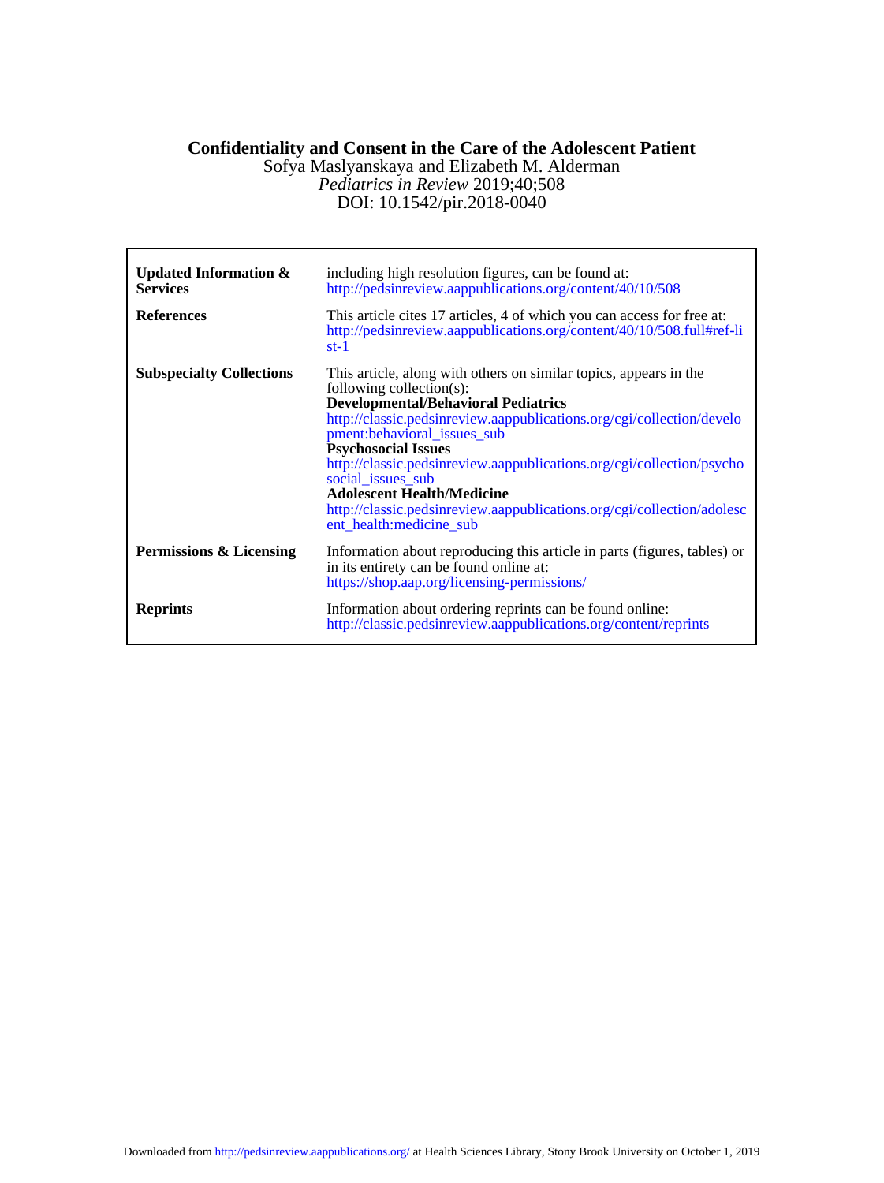# Confidentiality and Consent in the Care of the Adolescent Patient

Sofya Maslyanskaya and Elizabeth M. Alderman

*Pediatrics in Review* 2019;40;508

DOI: 10.1542/pir.2018-0040

| | |
|---|---|
| **Updated Information & Services** | including high resolution figures, can be found at: http://pedsinreview.aappublications.org/content/40/10/508 |
| **References** | This article cites 17 articles, 4 of which you can access for free at: http://pedsinreview.aappublications.org/content/40/10/508.full#ref-list-1 |
| **Subspecialty Collections** | This article, along with others on similar topics, appears in the following collection(s): **Developmental/Behavioral Pediatrics** http://classic.pedsinreview.aappublications.org/cgi/collection/development:behavioral_issues_sub **Psychosocial Issues** http://classic.pedsinreview.aappublications.org/cgi/collection/psychosocial_issues_sub **Adolescent Health/Medicine** http://classic.pedsinreview.aappublications.org/cgi/collection/adolescent_health:medicine_sub |
| **Permissions & Licensing** | Information about reproducing this article in parts (figures, tables) or in its entirety can be found online at: https://shop.aap.org/licensing-permissions/ |
| **Reprints** | Information about ordering reprints can be found online: http://classic.pedsinreview.aappublications.org/content/reprints |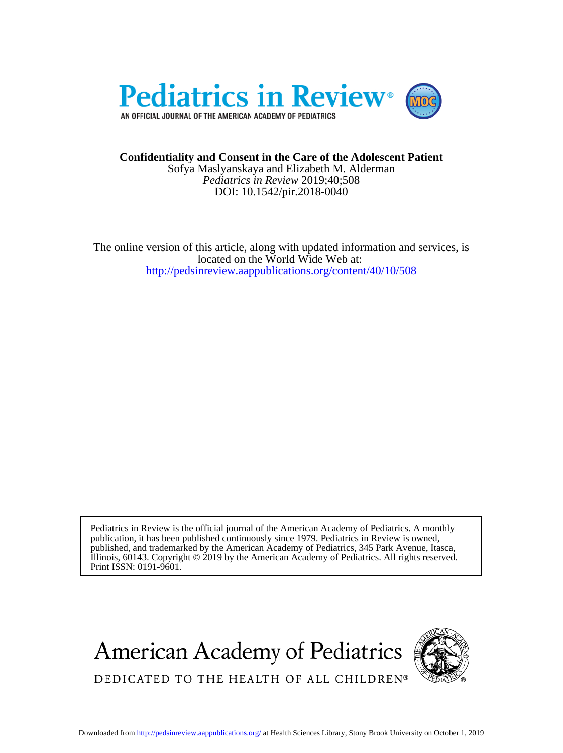# Pediatrics in Review

AN OFFICIAL JOURNAL OF THE AMERICAN ACADEMY OF PEDIATRICS

**Confidentiality and Consent in the Care of the Adolescent Patient**
Sofya Maslyanskaya and Elizabeth M. Alderman
*Pediatrics in Review* 2019;40;508
DOI: 10.1542/pir.2018-0040

The online version of this article, along with updated information and services, is located on the World Wide Web at:
http://pedsinreview.aappublications.org/content/40/10/508

Pediatrics in Review is the official journal of the American Academy of Pediatrics. A monthly publication, it has been published continuously since 1979. Pediatrics in Review is owned, published, and trademarked by the American Academy of Pediatrics, 345 Park Avenue, Itasca, Illinois, 60143. Copyright © 2019 by the American Academy of Pediatrics. All rights reserved. Print ISSN: 0191-9601.

American Academy of Pediatrics

DEDICATED TO THE HEALTH OF ALL CHILDREN®

Downloaded from http://pedsinreview.aappublications.org/ at Health Sciences Library, Stony Brook University on October 1, 2019